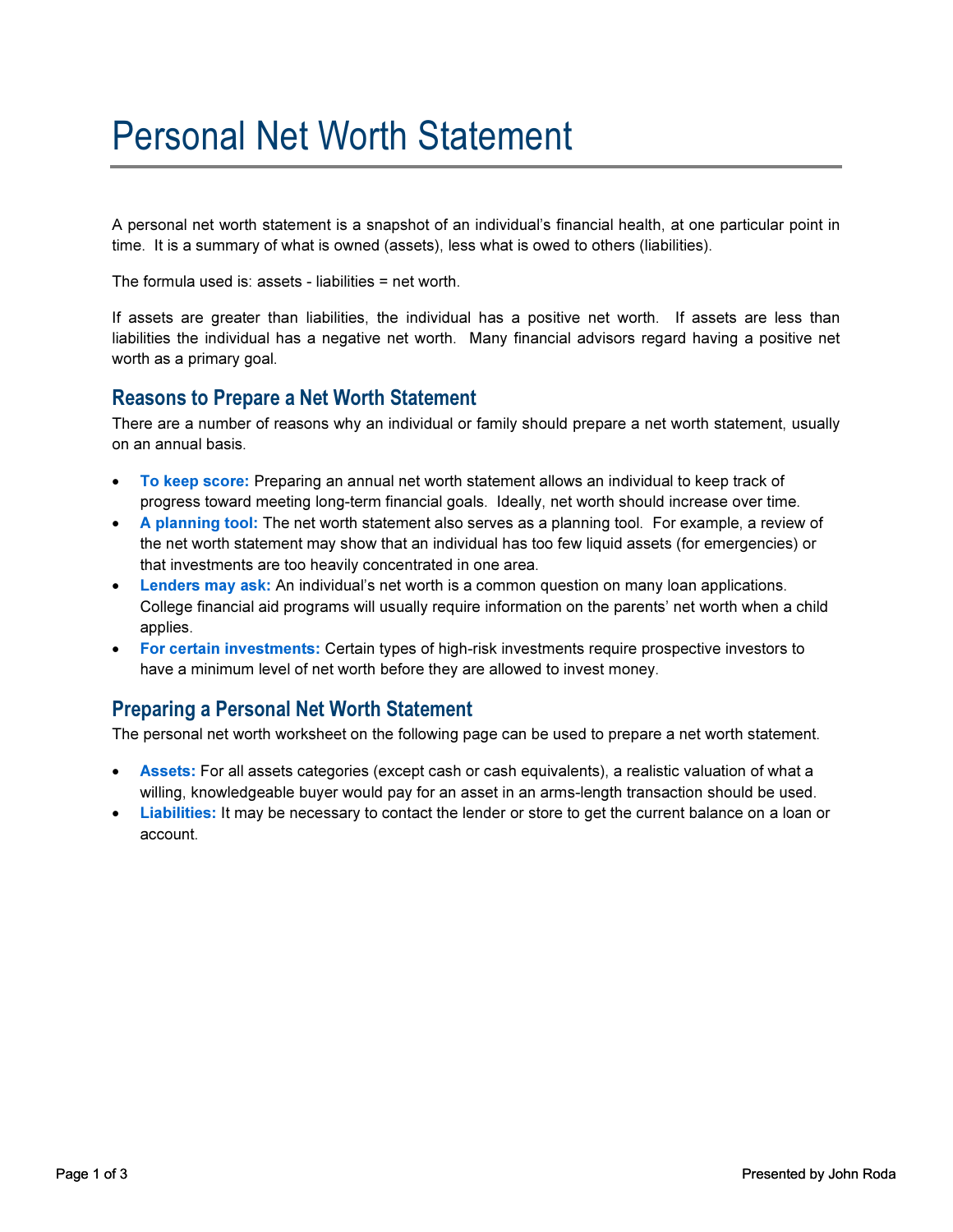# Personal Net Worth Statement

A personal net worth statement is a snapshot of an individual's financial health, at one particular point in time. It is a summary of what is owned (assets), less what is owed to others (liabilities).

The formula used is: assets - liabilities = net worth.

If assets are greater than liabilities, the individual has a positive net worth. If assets are less than liabilities the individual has a negative net worth. Many financial advisors regard having a positive net worth as a primary goal.

## Reasons to Prepare a Net Worth Statement

There are a number of reasons why an individual or family should prepare a net worth statement, usually on an annual basis.

- **To keep score:** Preparing an annual net worth statement allows an individual to keep track of progress toward meeting long-term financial goals. Ideally, net worth should increase over time.
- **A planning tool:** The net worth statement also serves as a planning tool. For example, a review of the net worth statement may show that an individual has too few liquid assets (for emergencies) or that investments are too heavily concentrated in one area.
- **Lenders may ask:** An individual's net worth is a common question on many loan applications. College financial aid programs will usually require information on the parents' net worth when a child applies.
- **For certain investments:** Certain types of high-risk investments require prospective investors to have a minimum level of net worth before they are allowed to invest money.

## Preparing a Personal Net Worth Statement

The personal net worth worksheet on the following page can be used to prepare a net worth statement.

- **Assets:** For all assets categories (except cash or cash equivalents), a realistic valuation of what a willing, knowledgeable buyer would pay for an asset in an arms-length transaction should be used.
- **Liabilities:** It may be necessary to contact the lender or store to get the current balance on a loan or account.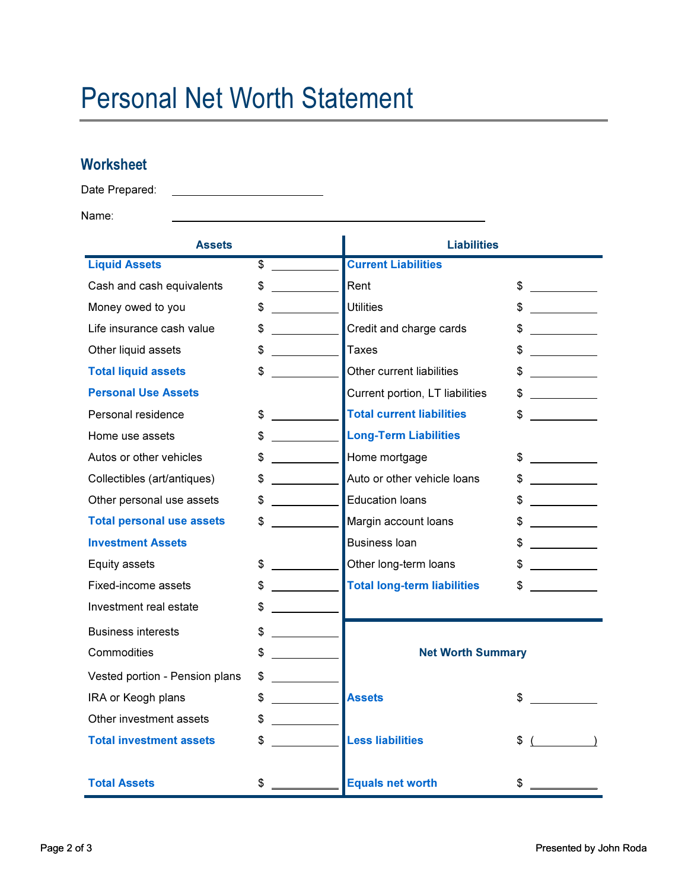# Personal Net Worth Statement

## Worksheet

Date Prepared: ____________________

Name: ________________________________________

| Assets | | Liabilities | |
|---|---|---|---|
| **Liquid Assets** | $ ________ | **Current Liabilities** | |
| Cash and cash equivalents | $ ________ | Rent | $ ________ |
| Money owed to you | $ ________ | Utilities | $ ________ |
| Life insurance cash value | $ ________ | Credit and charge cards | $ ________ |
| Other liquid assets | $ ________ | Taxes | $ ________ |
| **Total liquid assets** | $ ________ | Other current liabilities | $ ________ |
| **Personal Use Assets** | | Current portion, LT liabilities | $ ________ |
| Personal residence | $ ________ | **Total current liabilities** | $ ________ |
| Home use assets | $ ________ | **Long-Term Liabilities** | |
| Autos or other vehicles | $ ________ | Home mortgage | $ ________ |
| Collectibles (art/antiques) | $ ________ | Auto or other vehicle loans | $ ________ |
| Other personal use assets | $ ________ | Education loans | $ ________ |
| **Total personal use assets** | $ ________ | Margin account loans | $ ________ |
| **Investment Assets** | | Business loan | $ ________ |
| Equity assets | $ ________ | Other long-term loans | $ ________ |
| Fixed-income assets | $ ________ | **Total long-term liabilities** | $ ________ |
| Investment real estate | $ ________ | | |
| Business interests | $ ________ | | |
| Commodities | $ ________ | **Net Worth Summary** | |
| Vested portion - Pension plans | $ ________ | | |
| IRA or Keogh plans | $ ________ | **Assets** | $ ________ |
| Other investment assets | $ ________ | | |
| **Total investment assets** | $ ________ | **Less liabilities** | $ (________) |
| **Total Assets** | $ ________ | **Equals net worth** | $ ________ |

Presented by John Roda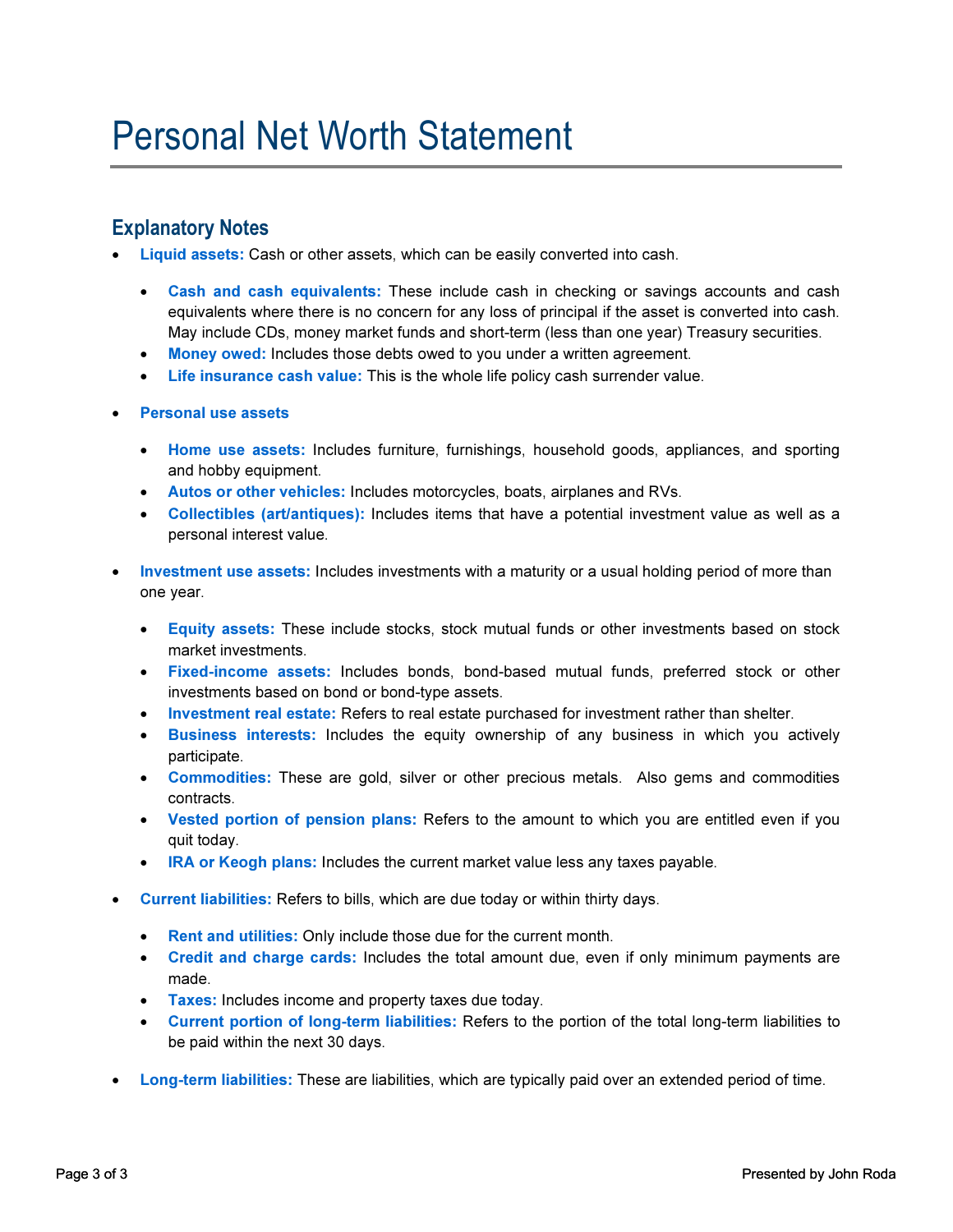# Personal Net Worth Statement

## Explanatory Notes

- **Liquid assets:** Cash or other assets, which can be easily converted into cash.
  - **Cash and cash equivalents:** These include cash in checking or savings accounts and cash equivalents where there is no concern for any loss of principal if the asset is converted into cash. May include CDs, money market funds and short-term (less than one year) Treasury securities.
  - **Money owed:** Includes those debts owed to you under a written agreement.
  - **Life insurance cash value:** This is the whole life policy cash surrender value.

- **Personal use assets**
  - **Home use assets:** Includes furniture, furnishings, household goods, appliances, and sporting and hobby equipment.
  - **Autos or other vehicles:** Includes motorcycles, boats, airplanes and RVs.
  - **Collectibles (art/antiques):** Includes items that have a potential investment value as well as a personal interest value.

- **Investment use assets:** Includes investments with a maturity or a usual holding period of more than one year.
  - **Equity assets:** These include stocks, stock mutual funds or other investments based on stock market investments.
  - **Fixed-income assets:** Includes bonds, bond-based mutual funds, preferred stock or other investments based on bond or bond-type assets.
  - **Investment real estate:** Refers to real estate purchased for investment rather than shelter.
  - **Business interests:** Includes the equity ownership of any business in which you actively participate.
  - **Commodities:** These are gold, silver or other precious metals. Also gems and commodities contracts.
  - **Vested portion of pension plans:** Refers to the amount to which you are entitled even if you quit today.
  - **IRA or Keogh plans:** Includes the current market value less any taxes payable.

- **Current liabilities:** Refers to bills, which are due today or within thirty days.
  - **Rent and utilities:** Only include those due for the current month.
  - **Credit and charge cards:** Includes the total amount due, even if only minimum payments are made.
  - **Taxes:** Includes income and property taxes due today.
  - **Current portion of long-term liabilities:** Refers to the portion of the total long-term liabilities to be paid within the next 30 days.

- **Long-term liabilities:** These are liabilities, which are typically paid over an extended period of time.